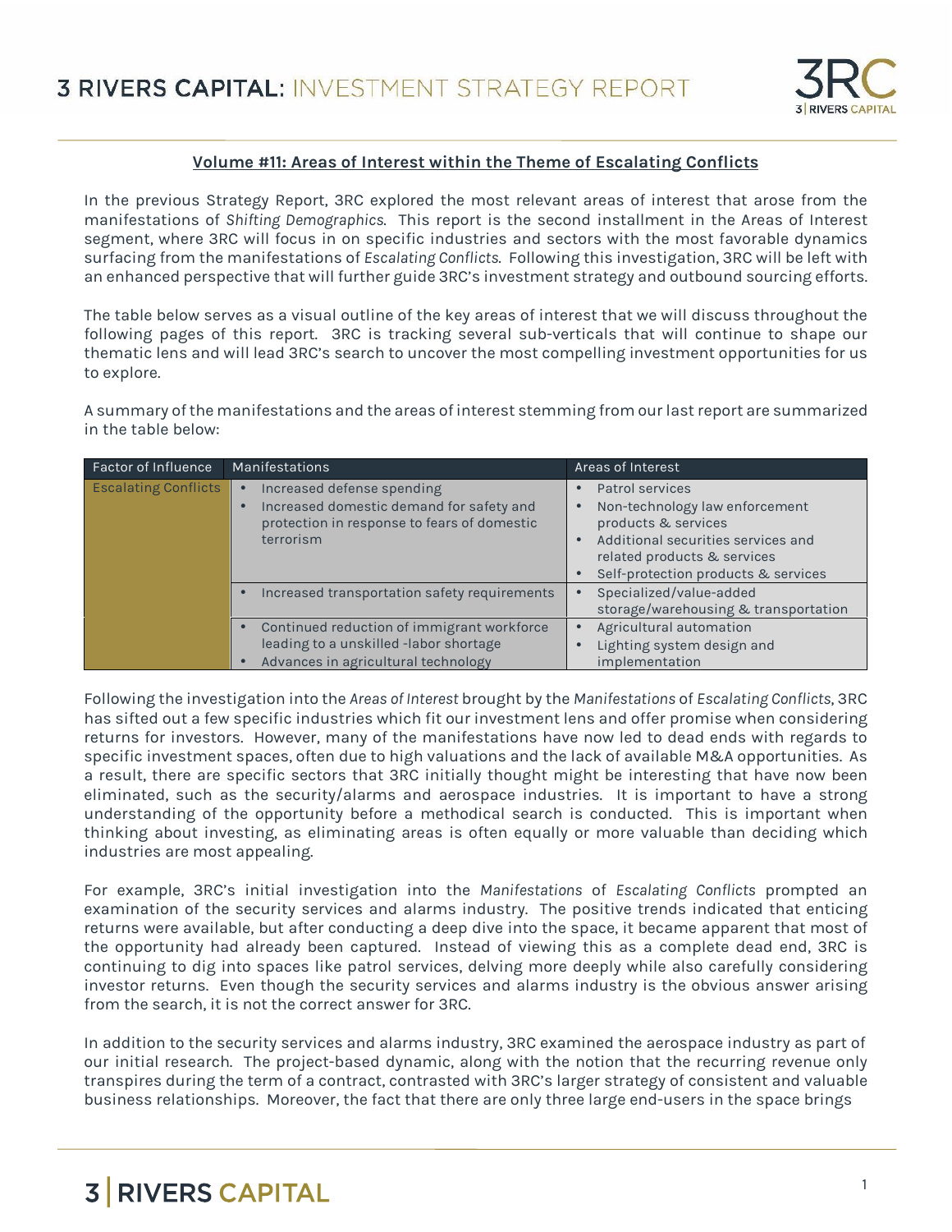# 3 RIVERS CAPITAL: INVESTMENT STRATEGY REPORT

## Volume #11: Areas of Interest within the Theme of Escalating Conflicts

In the previous Strategy Report, 3RC explored the most relevant areas of interest that arose from the manifestations of *Shifting Demographics*. This report is the second installment in the Areas of Interest segment, where 3RC will focus in on specific industries and sectors with the most favorable dynamics surfacing from the manifestations of *Escalating Conflicts*. Following this investigation, 3RC will be left with an enhanced perspective that will further guide 3RC's investment strategy and outbound sourcing efforts.

The table below serves as a visual outline of the key areas of interest that we will discuss throughout the following pages of this report. 3RC is tracking several sub-verticals that will continue to shape our thematic lens and will lead 3RC's search to uncover the most compelling investment opportunities for us to explore.

A summary of the manifestations and the areas of interest stemming from our last report are summarized in the table below:

| Factor of Influence | Manifestations | Areas of Interest |
|---|---|---|
| Escalating Conflicts | • Increased defense spending<br>• Increased domestic demand for safety and protection in response to fears of domestic terrorism | • Patrol services<br>• Non-technology law enforcement products & services<br>• Additional securities services and related products & services<br>• Self-protection products & services |
| | • Increased transportation safety requirements | • Specialized/value-added storage/warehousing & transportation |
| | • Continued reduction of immigrant workforce leading to a unskilled -labor shortage<br>• Advances in agricultural technology | • Agricultural automation<br>• Lighting system design and implementation |

Following the investigation into the *Areas of Interest* brought by the *Manifestations* of *Escalating Conflicts*, 3RC has sifted out a few specific industries which fit our investment lens and offer promise when considering returns for investors. However, many of the manifestations have now led to dead ends with regards to specific investment spaces, often due to high valuations and the lack of available M&A opportunities. As a result, there are specific sectors that 3RC initially thought might be interesting that have now been eliminated, such as the security/alarms and aerospace industries. It is important to have a strong understanding of the opportunity before a methodical search is conducted. This is important when thinking about investing, as eliminating areas is often equally or more valuable than deciding which industries are most appealing.

For example, 3RC's initial investigation into the *Manifestations* of *Escalating Conflicts* prompted an examination of the security services and alarms industry. The positive trends indicated that enticing returns were available, but after conducting a deep dive into the space, it became apparent that most of the opportunity had already been captured. Instead of viewing this as a complete dead end, 3RC is continuing to dig into spaces like patrol services, delving more deeply while also carefully considering investor returns. Even though the security services and alarms industry is the obvious answer arising from the search, it is not the correct answer for 3RC.

In addition to the security services and alarms industry, 3RC examined the aerospace industry as part of our initial research. The project-based dynamic, along with the notion that the recurring revenue only transpires during the term of a contract, contrasted with 3RC's larger strategy of consistent and valuable business relationships. Moreover, the fact that there are only three large end-users in the space brings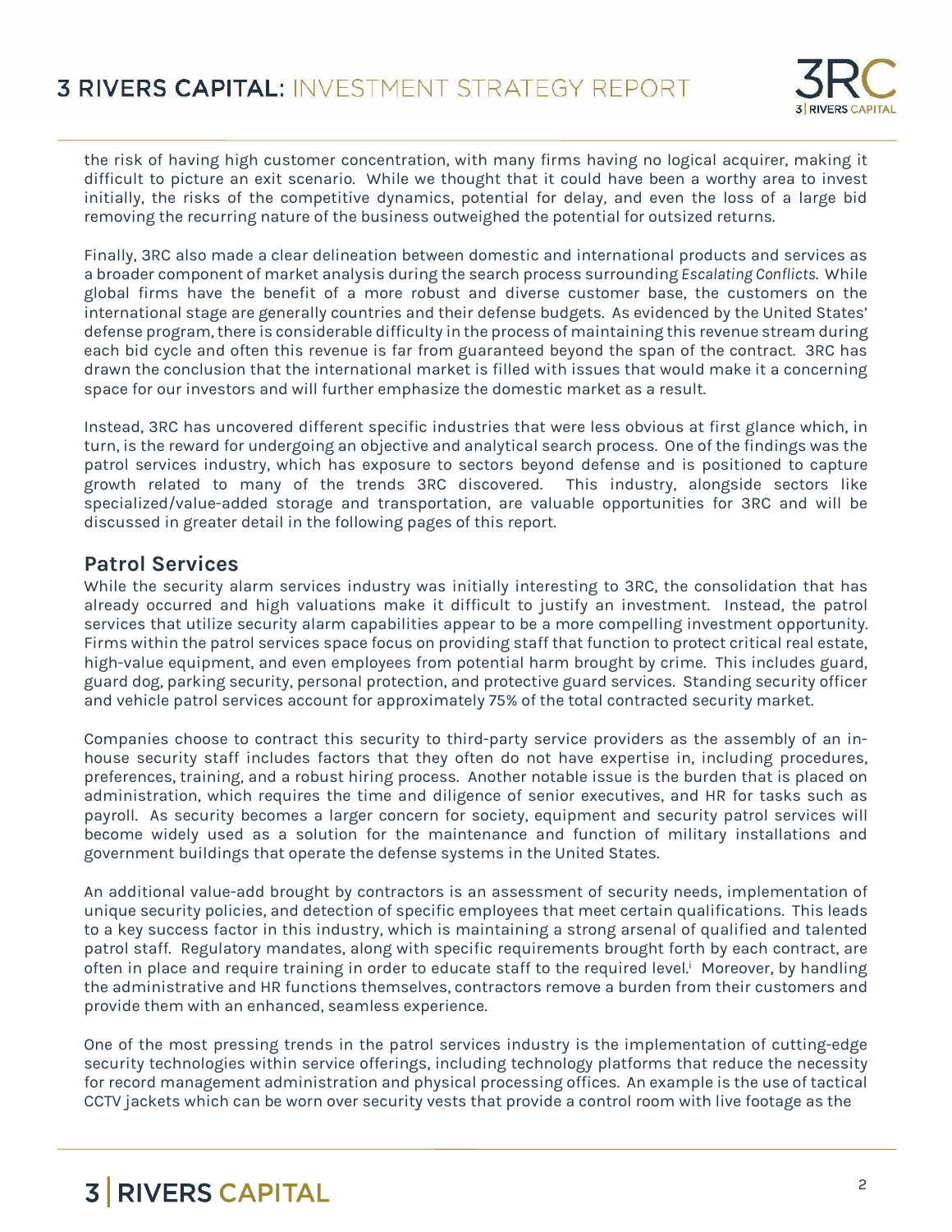the risk of having high customer concentration, with many firms having no logical acquirer, making it difficult to picture an exit scenario. While we thought that it could have been a worthy area to invest initially, the risks of the competitive dynamics, potential for delay, and even the loss of a large bid removing the recurring nature of the business outweighed the potential for outsized returns.

Finally, 3RC also made a clear delineation between domestic and international products and services as a broader component of market analysis during the search process surrounding *Escalating Conflicts*. While global firms have the benefit of a more robust and diverse customer base, the customers on the international stage are generally countries and their defense budgets. As evidenced by the United States' defense program, there is considerable difficulty in the process of maintaining this revenue stream during each bid cycle and often this revenue is far from guaranteed beyond the span of the contract. 3RC has drawn the conclusion that the international market is filled with issues that would make it a concerning space for our investors and will further emphasize the domestic market as a result.

Instead, 3RC has uncovered different specific industries that were less obvious at first glance which, in turn, is the reward for undergoing an objective and analytical search process. One of the findings was the patrol services industry, which has exposure to sectors beyond defense and is positioned to capture growth related to many of the trends 3RC discovered. This industry, alongside sectors like specialized/value-added storage and transportation, are valuable opportunities for 3RC and will be discussed in greater detail in the following pages of this report.

## Patrol Services

While the security alarm services industry was initially interesting to 3RC, the consolidation that has already occurred and high valuations make it difficult to justify an investment. Instead, the patrol services that utilize security alarm capabilities appear to be a more compelling investment opportunity. Firms within the patrol services space focus on providing staff that function to protect critical real estate, high-value equipment, and even employees from potential harm brought by crime. This includes guard, guard dog, parking security, personal protection, and protective guard services. Standing security officer and vehicle patrol services account for approximately 75% of the total contracted security market.

Companies choose to contract this security to third-party service providers as the assembly of an in-house security staff includes factors that they often do not have expertise in, including procedures, preferences, training, and a robust hiring process. Another notable issue is the burden that is placed on administration, which requires the time and diligence of senior executives, and HR for tasks such as payroll. As security becomes a larger concern for society, equipment and security patrol services will become widely used as a solution for the maintenance and function of military installations and government buildings that operate the defense systems in the United States.

An additional value-add brought by contractors is an assessment of security needs, implementation of unique security policies, and detection of specific employees that meet certain qualifications. This leads to a key success factor in this industry, which is maintaining a strong arsenal of qualified and talented patrol staff. Regulatory mandates, along with specific requirements brought forth by each contract, are often in place and require training in order to educate staff to the required level.[i] Moreover, by handling the administrative and HR functions themselves, contractors remove a burden from their customers and provide them with an enhanced, seamless experience.

One of the most pressing trends in the patrol services industry is the implementation of cutting-edge security technologies within service offerings, including technology platforms that reduce the necessity for record management administration and physical processing offices. An example is the use of tactical CCTV jackets which can be worn over security vests that provide a control room with live footage as the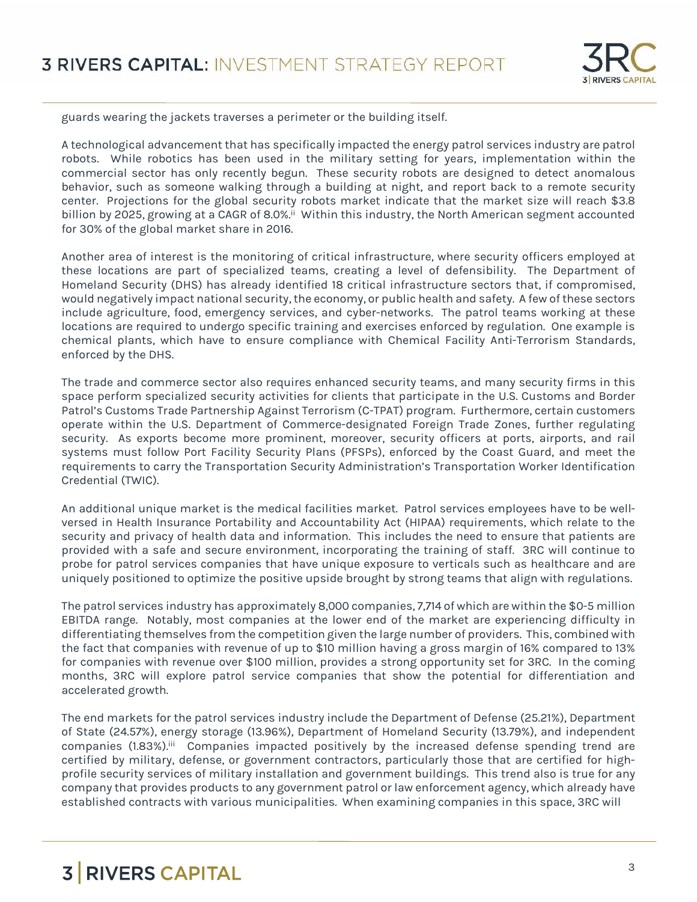guards wearing the jackets traverses a perimeter or the building itself.

A technological advancement that has specifically impacted the energy patrol services industry are patrol robots. While robotics has been used in the military setting for years, implementation within the commercial sector has only recently begun. These security robots are designed to detect anomalous behavior, such as someone walking through a building at night, and report back to a remote security center. Projections for the global security robots market indicate that the market size will reach $3.8 billion by 2025, growing at a CAGR of 8.0%.[ii] Within this industry, the North American segment accounted for 30% of the global market share in 2016.

Another area of interest is the monitoring of critical infrastructure, where security officers employed at these locations are part of specialized teams, creating a level of defensibility. The Department of Homeland Security (DHS) has already identified 18 critical infrastructure sectors that, if compromised, would negatively impact national security, the economy, or public health and safety. A few of these sectors include agriculture, food, emergency services, and cyber-networks. The patrol teams working at these locations are required to undergo specific training and exercises enforced by regulation. One example is chemical plants, which have to ensure compliance with Chemical Facility Anti-Terrorism Standards, enforced by the DHS.

The trade and commerce sector also requires enhanced security teams, and many security firms in this space perform specialized security activities for clients that participate in the U.S. Customs and Border Patrol's Customs Trade Partnership Against Terrorism (C-TPAT) program. Furthermore, certain customers operate within the U.S. Department of Commerce-designated Foreign Trade Zones, further regulating security. As exports become more prominent, moreover, security officers at ports, airports, and rail systems must follow Port Facility Security Plans (PFSPs), enforced by the Coast Guard, and meet the requirements to carry the Transportation Security Administration's Transportation Worker Identification Credential (TWIC).

An additional unique market is the medical facilities market. Patrol services employees have to be well-versed in Health Insurance Portability and Accountability Act (HIPAA) requirements, which relate to the security and privacy of health data and information. This includes the need to ensure that patients are provided with a safe and secure environment, incorporating the training of staff. 3RC will continue to probe for patrol services companies that have unique exposure to verticals such as healthcare and are uniquely positioned to optimize the positive upside brought by strong teams that align with regulations.

The patrol services industry has approximately 8,000 companies, 7,714 of which are within the $0-5 million EBITDA range. Notably, most companies at the lower end of the market are experiencing difficulty in differentiating themselves from the competition given the large number of providers. This, combined with the fact that companies with revenue of up to $10 million having a gross margin of 16% compared to 13% for companies with revenue over $100 million, provides a strong opportunity set for 3RC. In the coming months, 3RC will explore patrol service companies that show the potential for differentiation and accelerated growth.

The end markets for the patrol services industry include the Department of Defense (25.21%), Department of State (24.57%), energy storage (13.96%), Department of Homeland Security (13.79%), and independent companies (1.83%).[iii] Companies impacted positively by the increased defense spending trend are certified by military, defense, or government contractors, particularly those that are certified for high-profile security services of military installation and government buildings. This trend also is true for any company that provides products to any government patrol or law enforcement agency, which already have established contracts with various municipalities. When examining companies in this space, 3RC will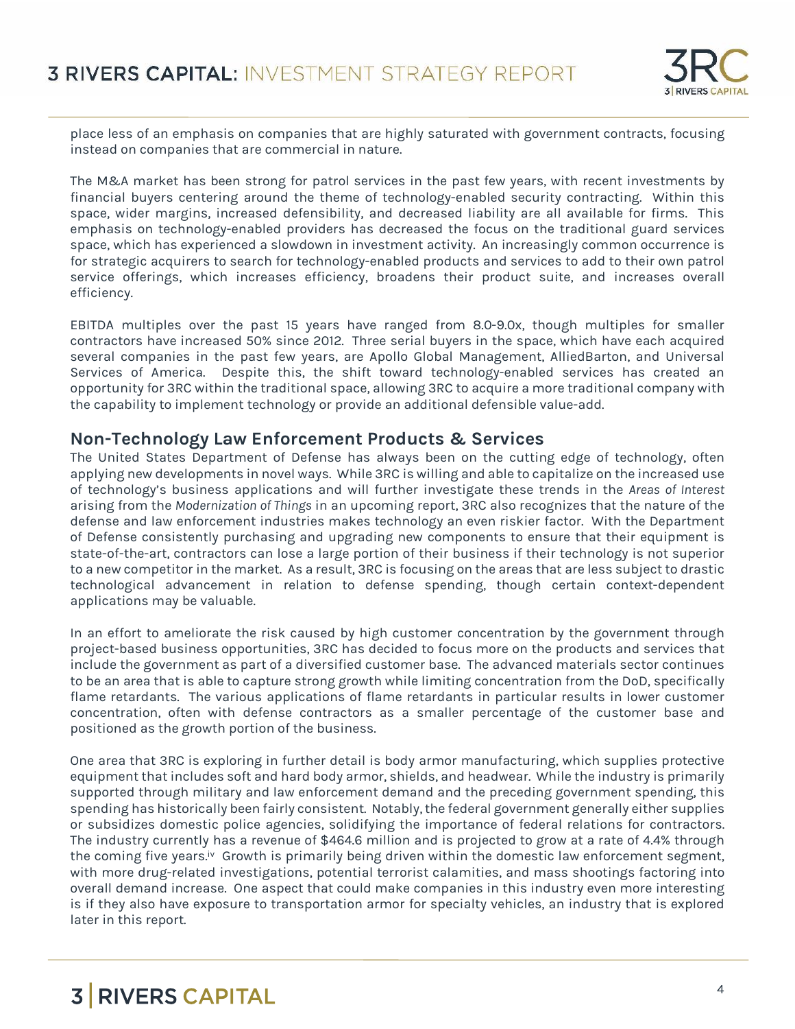place less of an emphasis on companies that are highly saturated with government contracts, focusing instead on companies that are commercial in nature.

The M&A market has been strong for patrol services in the past few years, with recent investments by financial buyers centering around the theme of technology-enabled security contracting. Within this space, wider margins, increased defensibility, and decreased liability are all available for firms. This emphasis on technology-enabled providers has decreased the focus on the traditional guard services space, which has experienced a slowdown in investment activity. An increasingly common occurrence is for strategic acquirers to search for technology-enabled products and services to add to their own patrol service offerings, which increases efficiency, broadens their product suite, and increases overall efficiency.

EBITDA multiples over the past 15 years have ranged from 8.0-9.0x, though multiples for smaller contractors have increased 50% since 2012. Three serial buyers in the space, which have each acquired several companies in the past few years, are Apollo Global Management, AlliedBarton, and Universal Services of America. Despite this, the shift toward technology-enabled services has created an opportunity for 3RC within the traditional space, allowing 3RC to acquire a more traditional company with the capability to implement technology or provide an additional defensible value-add.

## Non-Technology Law Enforcement Products & Services

The United States Department of Defense has always been on the cutting edge of technology, often applying new developments in novel ways. While 3RC is willing and able to capitalize on the increased use of technology's business applications and will further investigate these trends in the *Areas of Interest* arising from the *Modernization of Things* in an upcoming report, 3RC also recognizes that the nature of the defense and law enforcement industries makes technology an even riskier factor. With the Department of Defense consistently purchasing and upgrading new components to ensure that their equipment is state-of-the-art, contractors can lose a large portion of their business if their technology is not superior to a new competitor in the market. As a result, 3RC is focusing on the areas that are less subject to drastic technological advancement in relation to defense spending, though certain context-dependent applications may be valuable.

In an effort to ameliorate the risk caused by high customer concentration by the government through project-based business opportunities, 3RC has decided to focus more on the products and services that include the government as part of a diversified customer base. The advanced materials sector continues to be an area that is able to capture strong growth while limiting concentration from the DoD, specifically flame retardants. The various applications of flame retardants in particular results in lower customer concentration, often with defense contractors as a smaller percentage of the customer base and positioned as the growth portion of the business.

One area that 3RC is exploring in further detail is body armor manufacturing, which supplies protective equipment that includes soft and hard body armor, shields, and headwear. While the industry is primarily supported through military and law enforcement demand and the preceding government spending, this spending has historically been fairly consistent. Notably, the federal government generally either supplies or subsidizes domestic police agencies, solidifying the importance of federal relations for contractors. The industry currently has a revenue of $464.6 million and is projected to grow at a rate of 4.4% through the coming five years.[iv] Growth is primarily being driven within the domestic law enforcement segment, with more drug-related investigations, potential terrorist calamities, and mass shootings factoring into overall demand increase. One aspect that could make companies in this industry even more interesting is if they also have exposure to transportation armor for specialty vehicles, an industry that is explored later in this report.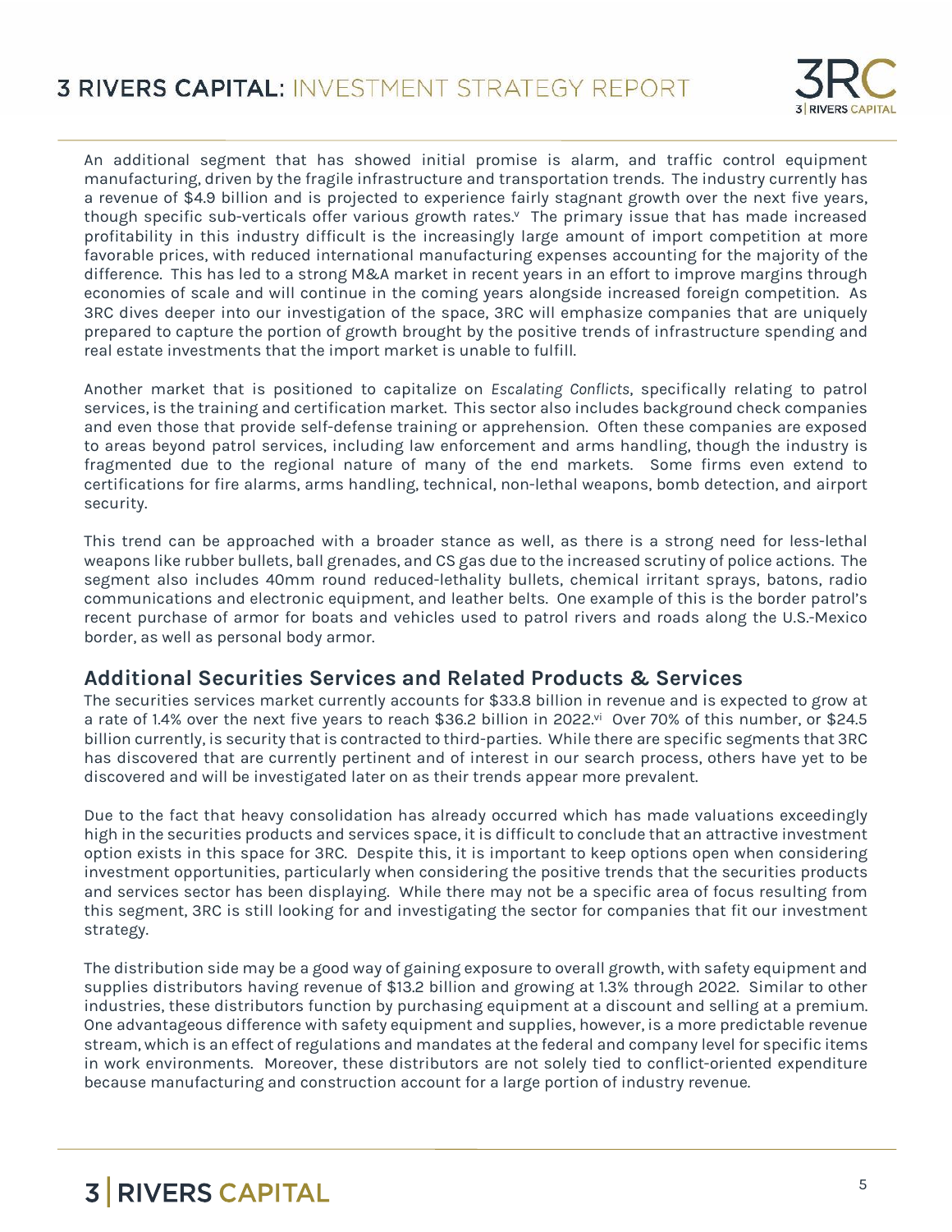An additional segment that has showed initial promise is alarm, and traffic control equipment manufacturing, driven by the fragile infrastructure and transportation trends. The industry currently has a revenue of $4.9 billion and is projected to experience fairly stagnant growth over the next five years, though specific sub-verticals offer various growth rates.[v] The primary issue that has made increased profitability in this industry difficult is the increasingly large amount of import competition at more favorable prices, with reduced international manufacturing expenses accounting for the majority of the difference. This has led to a strong M&A market in recent years in an effort to improve margins through economies of scale and will continue in the coming years alongside increased foreign competition. As 3RC dives deeper into our investigation of the space, 3RC will emphasize companies that are uniquely prepared to capture the portion of growth brought by the positive trends of infrastructure spending and real estate investments that the import market is unable to fulfill.

Another market that is positioned to capitalize on *Escalating Conflicts*, specifically relating to patrol services, is the training and certification market. This sector also includes background check companies and even those that provide self-defense training or apprehension. Often these companies are exposed to areas beyond patrol services, including law enforcement and arms handling, though the industry is fragmented due to the regional nature of many of the end markets. Some firms even extend to certifications for fire alarms, arms handling, technical, non-lethal weapons, bomb detection, and airport security.

This trend can be approached with a broader stance as well, as there is a strong need for less-lethal weapons like rubber bullets, ball grenades, and CS gas due to the increased scrutiny of police actions. The segment also includes 40mm round reduced-lethality bullets, chemical irritant sprays, batons, radio communications and electronic equipment, and leather belts. One example of this is the border patrol's recent purchase of armor for boats and vehicles used to patrol rivers and roads along the U.S.-Mexico border, as well as personal body armor.

## Additional Securities Services and Related Products & Services

The securities services market currently accounts for $33.8 billion in revenue and is expected to grow at a rate of 1.4% over the next five years to reach $36.2 billion in 2022.[vi] Over 70% of this number, or $24.5 billion currently, is security that is contracted to third-parties. While there are specific segments that 3RC has discovered that are currently pertinent and of interest in our search process, others have yet to be discovered and will be investigated later on as their trends appear more prevalent.

Due to the fact that heavy consolidation has already occurred which has made valuations exceedingly high in the securities products and services space, it is difficult to conclude that an attractive investment option exists in this space for 3RC. Despite this, it is important to keep options open when considering investment opportunities, particularly when considering the positive trends that the securities products and services sector has been displaying. While there may not be a specific area of focus resulting from this segment, 3RC is still looking for and investigating the sector for companies that fit our investment strategy.

The distribution side may be a good way of gaining exposure to overall growth, with safety equipment and supplies distributors having revenue of $13.2 billion and growing at 1.3% through 2022. Similar to other industries, these distributors function by purchasing equipment at a discount and selling at a premium. One advantageous difference with safety equipment and supplies, however, is a more predictable revenue stream, which is an effect of regulations and mandates at the federal and company level for specific items in work environments. Moreover, these distributors are not solely tied to conflict-oriented expenditure because manufacturing and construction account for a large portion of industry revenue.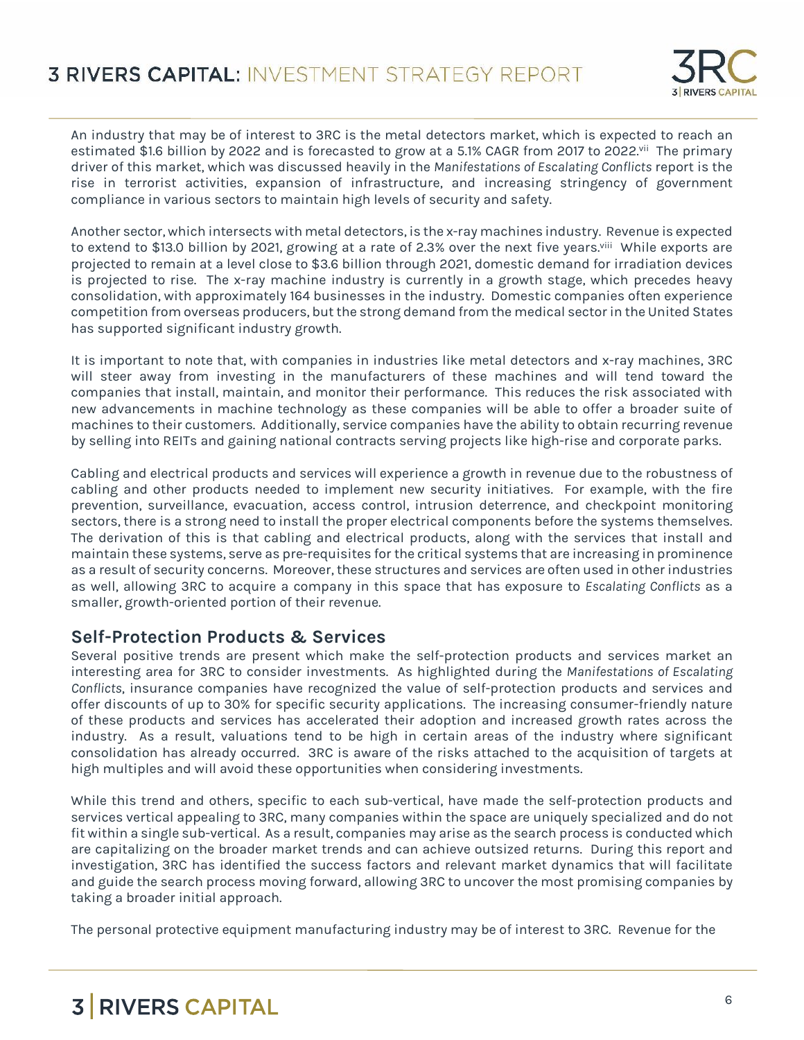An industry that may be of interest to 3RC is the metal detectors market, which is expected to reach an estimated $1.6 billion by 2022 and is forecasted to grow at a 5.1% CAGR from 2017 to 2022.[vii] The primary driver of this market, which was discussed heavily in the *Manifestations of Escalating Conflicts* report is the rise in terrorist activities, expansion of infrastructure, and increasing stringency of government compliance in various sectors to maintain high levels of security and safety.

Another sector, which intersects with metal detectors, is the x-ray machines industry. Revenue is expected to extend to $13.0 billion by 2021, growing at a rate of 2.3% over the next five years.[viii] While exports are projected to remain at a level close to $3.6 billion through 2021, domestic demand for irradiation devices is projected to rise. The x-ray machine industry is currently in a growth stage, which precedes heavy consolidation, with approximately 164 businesses in the industry. Domestic companies often experience competition from overseas producers, but the strong demand from the medical sector in the United States has supported significant industry growth.

It is important to note that, with companies in industries like metal detectors and x-ray machines, 3RC will steer away from investing in the manufacturers of these machines and will tend toward the companies that install, maintain, and monitor their performance. This reduces the risk associated with new advancements in machine technology as these companies will be able to offer a broader suite of machines to their customers. Additionally, service companies have the ability to obtain recurring revenue by selling into REITs and gaining national contracts serving projects like high-rise and corporate parks.

Cabling and electrical products and services will experience a growth in revenue due to the robustness of cabling and other products needed to implement new security initiatives. For example, with the fire prevention, surveillance, evacuation, access control, intrusion deterrence, and checkpoint monitoring sectors, there is a strong need to install the proper electrical components before the systems themselves. The derivation of this is that cabling and electrical products, along with the services that install and maintain these systems, serve as pre-requisites for the critical systems that are increasing in prominence as a result of security concerns. Moreover, these structures and services are often used in other industries as well, allowing 3RC to acquire a company in this space that has exposure to *Escalating Conflicts* as a smaller, growth-oriented portion of their revenue.

## Self-Protection Products & Services

Several positive trends are present which make the self-protection products and services market an interesting area for 3RC to consider investments. As highlighted during the *Manifestations of Escalating Conflicts*, insurance companies have recognized the value of self-protection products and services and offer discounts of up to 30% for specific security applications. The increasing consumer-friendly nature of these products and services has accelerated their adoption and increased growth rates across the industry. As a result, valuations tend to be high in certain areas of the industry where significant consolidation has already occurred. 3RC is aware of the risks attached to the acquisition of targets at high multiples and will avoid these opportunities when considering investments.

While this trend and others, specific to each sub-vertical, have made the self-protection products and services vertical appealing to 3RC, many companies within the space are uniquely specialized and do not fit within a single sub-vertical. As a result, companies may arise as the search process is conducted which are capitalizing on the broader market trends and can achieve outsized returns. During this report and investigation, 3RC has identified the success factors and relevant market dynamics that will facilitate and guide the search process moving forward, allowing 3RC to uncover the most promising companies by taking a broader initial approach.

The personal protective equipment manufacturing industry may be of interest to 3RC. Revenue for the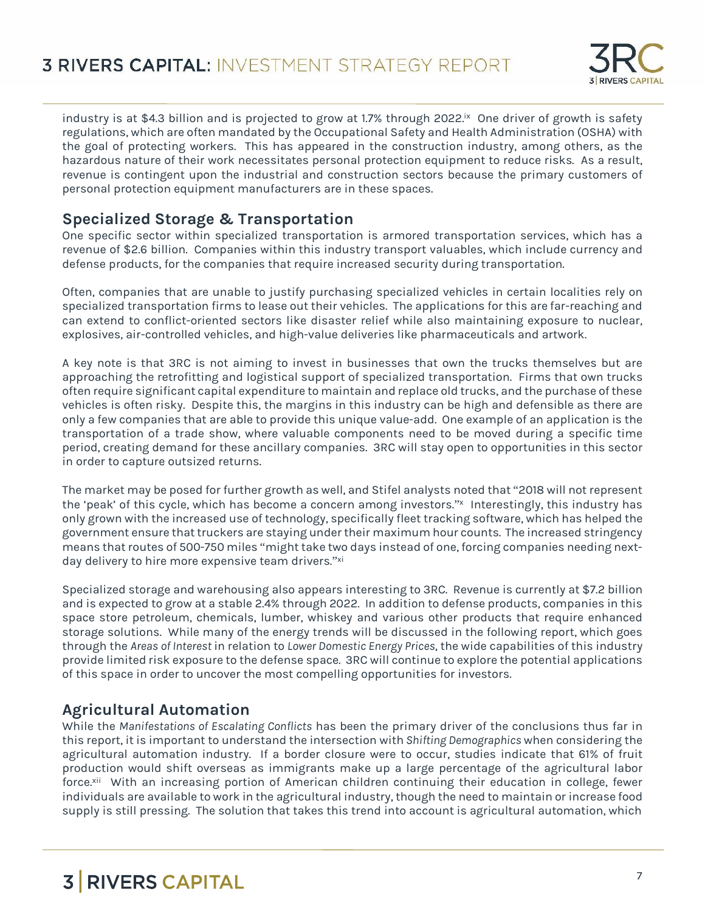industry is at $4.3 billion and is projected to grow at 1.7% through 2022.[ix] One driver of growth is safety regulations, which are often mandated by the Occupational Safety and Health Administration (OSHA) with the goal of protecting workers. This has appeared in the construction industry, among others, as the hazardous nature of their work necessitates personal protection equipment to reduce risks. As a result, revenue is contingent upon the industrial and construction sectors because the primary customers of personal protection equipment manufacturers are in these spaces.

## Specialized Storage & Transportation

One specific sector within specialized transportation is armored transportation services, which has a revenue of $2.6 billion. Companies within this industry transport valuables, which include currency and defense products, for the companies that require increased security during transportation.

Often, companies that are unable to justify purchasing specialized vehicles in certain localities rely on specialized transportation firms to lease out their vehicles. The applications for this are far-reaching and can extend to conflict-oriented sectors like disaster relief while also maintaining exposure to nuclear, explosives, air-controlled vehicles, and high-value deliveries like pharmaceuticals and artwork.

A key note is that 3RC is not aiming to invest in businesses that own the trucks themselves but are approaching the retrofitting and logistical support of specialized transportation. Firms that own trucks often require significant capital expenditure to maintain and replace old trucks, and the purchase of these vehicles is often risky. Despite this, the margins in this industry can be high and defensible as there are only a few companies that are able to provide this unique value-add. One example of an application is the transportation of a trade show, where valuable components need to be moved during a specific time period, creating demand for these ancillary companies. 3RC will stay open to opportunities in this sector in order to capture outsized returns.

The market may be posed for further growth as well, and Stifel analysts noted that "2018 will not represent the 'peak' of this cycle, which has become a concern among investors."[x] Interestingly, this industry has only grown with the increased use of technology, specifically fleet tracking software, which has helped the government ensure that truckers are staying under their maximum hour counts. The increased stringency means that routes of 500-750 miles "might take two days instead of one, forcing companies needing next-day delivery to hire more expensive team drivers."[xi]

Specialized storage and warehousing also appears interesting to 3RC. Revenue is currently at $7.2 billion and is expected to grow at a stable 2.4% through 2022. In addition to defense products, companies in this space store petroleum, chemicals, lumber, whiskey and various other products that require enhanced storage solutions. While many of the energy trends will be discussed in the following report, which goes through the *Areas of Interest* in relation to *Lower Domestic Energy Prices*, the wide capabilities of this industry provide limited risk exposure to the defense space. 3RC will continue to explore the potential applications of this space in order to uncover the most compelling opportunities for investors.

## Agricultural Automation

While the *Manifestations of Escalating Conflicts* has been the primary driver of the conclusions thus far in this report, it is important to understand the intersection with *Shifting Demographics* when considering the agricultural automation industry. If a border closure were to occur, studies indicate that 61% of fruit production would shift overseas as immigrants make up a large percentage of the agricultural labor force.[xii] With an increasing portion of American children continuing their education in college, fewer individuals are available to work in the agricultural industry, though the need to maintain or increase food supply is still pressing. The solution that takes this trend into account is agricultural automation, which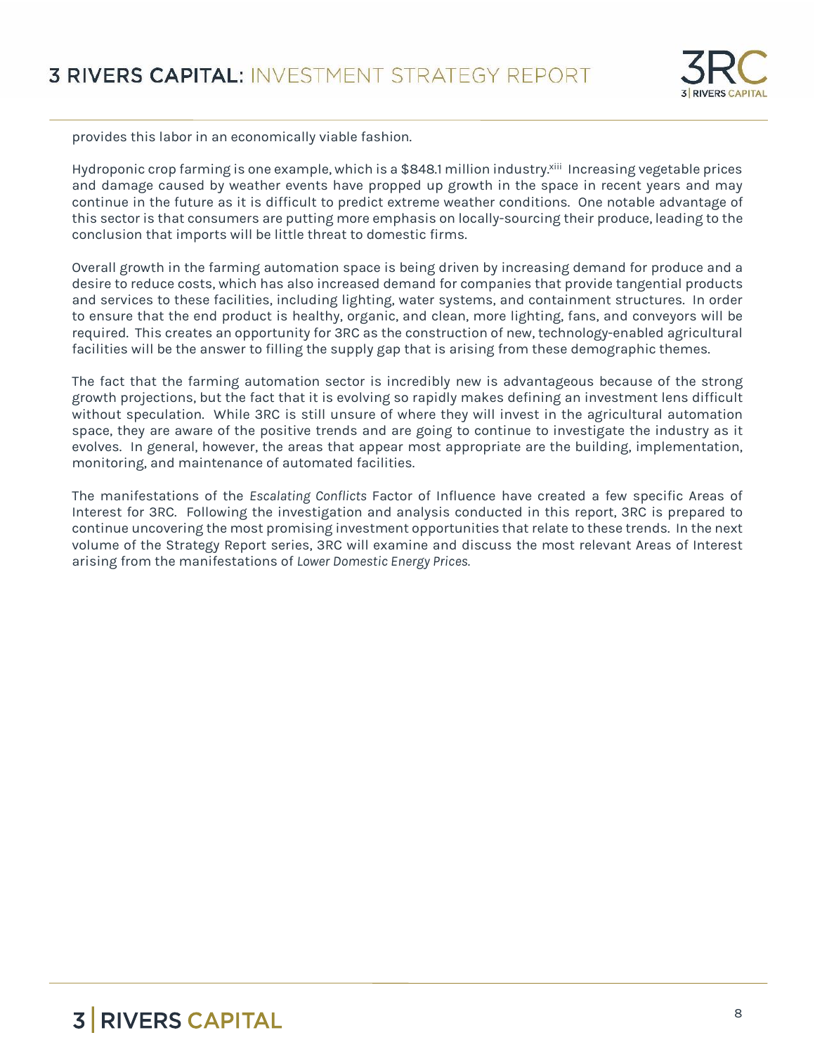provides this labor in an economically viable fashion.

Hydroponic crop farming is one example, which is a $848.1 million industry.[xiii] Increasing vegetable prices and damage caused by weather events have propped up growth in the space in recent years and may continue in the future as it is difficult to predict extreme weather conditions. One notable advantage of this sector is that consumers are putting more emphasis on locally-sourcing their produce, leading to the conclusion that imports will be little threat to domestic firms.

Overall growth in the farming automation space is being driven by increasing demand for produce and a desire to reduce costs, which has also increased demand for companies that provide tangential products and services to these facilities, including lighting, water systems, and containment structures. In order to ensure that the end product is healthy, organic, and clean, more lighting, fans, and conveyors will be required. This creates an opportunity for 3RC as the construction of new, technology-enabled agricultural facilities will be the answer to filling the supply gap that is arising from these demographic themes.

The fact that the farming automation sector is incredibly new is advantageous because of the strong growth projections, but the fact that it is evolving so rapidly makes defining an investment lens difficult without speculation. While 3RC is still unsure of where they will invest in the agricultural automation space, they are aware of the positive trends and are going to continue to investigate the industry as it evolves. In general, however, the areas that appear most appropriate are the building, implementation, monitoring, and maintenance of automated facilities.

The manifestations of the *Escalating Conflicts* Factor of Influence have created a few specific Areas of Interest for 3RC. Following the investigation and analysis conducted in this report, 3RC is prepared to continue uncovering the most promising investment opportunities that relate to these trends. In the next volume of the Strategy Report series, 3RC will examine and discuss the most relevant Areas of Interest arising from the manifestations of *Lower Domestic Energy Prices*.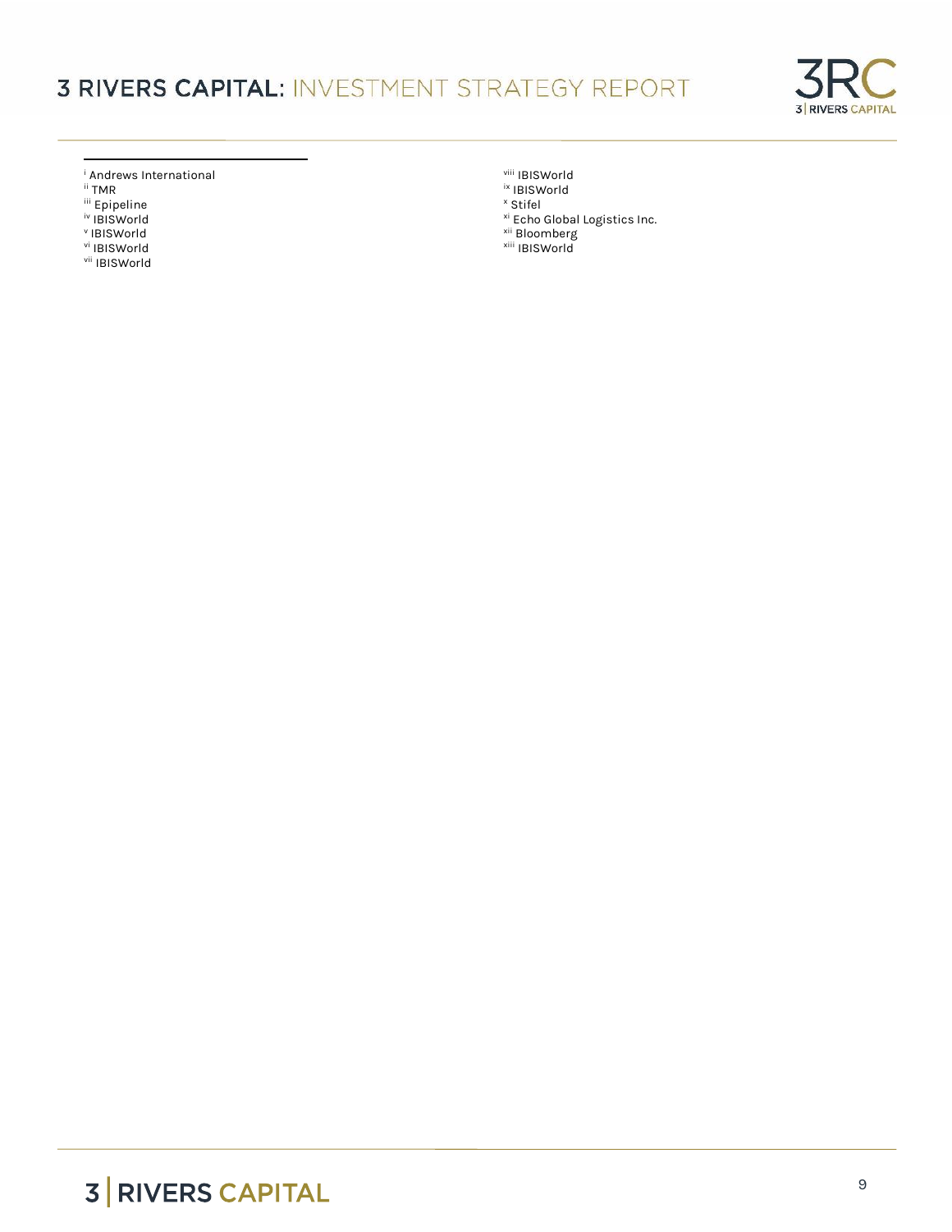[i] Andrews International
[ii] TMR
[iii] Epipeline
[iv] IBISWorld
[v] IBISWorld
[vi] IBISWorld
[vii] IBISWorld
[viii] IBISWorld
[ix] IBISWorld
[x] Stifel
[xi] Echo Global Logistics Inc.
[xii] Bloomberg
[xiii] IBISWorld